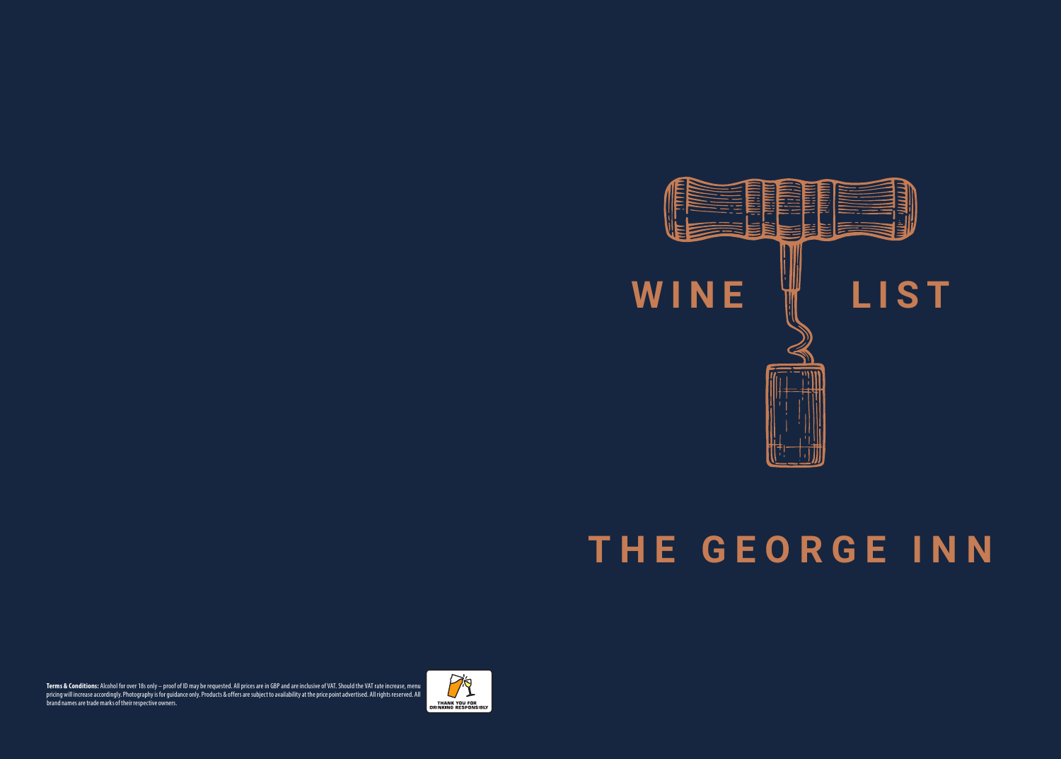# WINE LIST

# THE GEORGE INN

**Terms & Conditions:** Alcohol for over 18s only – proof of ID may be requested. All prices are in GBP and are inclusive of VAT. Should the VAT rate increase, menu pricing will increase accordingly. Photography is for guidance only. Products & offers are subject to availability at the price point advertised. All rights reserved. All brand names are trade marks of their respective owners.

THANK YOU FOR DRINKING RESPONSIBLY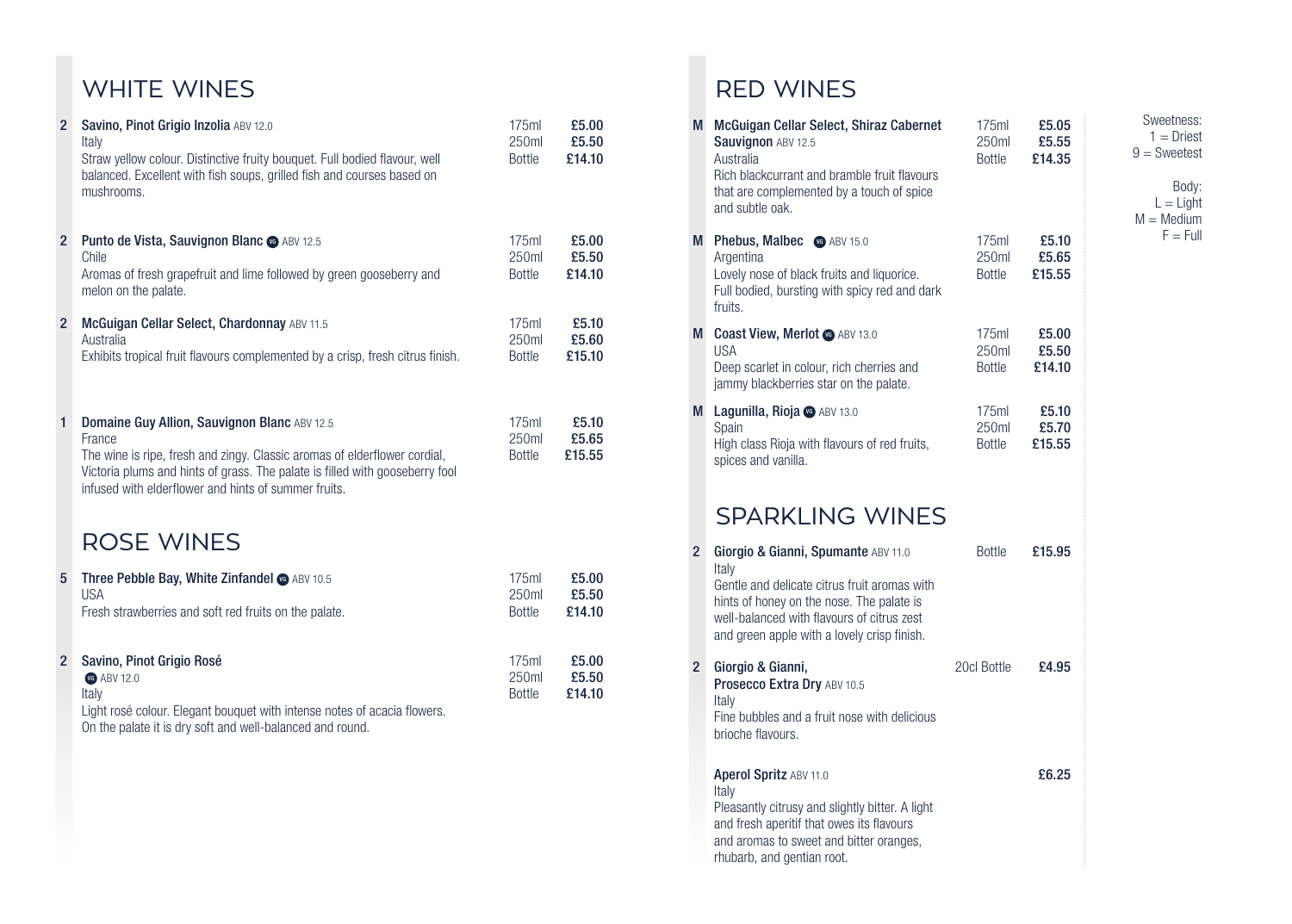# WHITE WINES

**2** **Savino, Pinot Grigio Inzolia** ABV 12.0
Italy
Straw yellow colour. Distinctive fruity bouquet. Full bodied flavour, well balanced. Excellent with fish soups, grilled fish and courses based on mushrooms.

| | |
|---|---|
| 175ml | £5.00 |
| 250ml | £5.50 |
| Bottle | £14.10 |

**2** **Punto de Vista, Sauvignon Blanc** VG ABV 12.5
Chile
Aromas of fresh grapefruit and lime followed by green gooseberry and melon on the palate.

| | |
|---|---|
| 175ml | £5.00 |
| 250ml | £5.50 |
| Bottle | £14.10 |

**2** **McGuigan Cellar Select, Chardonnay** ABV 11.5
Australia
Exhibits tropical fruit flavours complemented by a crisp, fresh citrus finish.

| | |
|---|---|
| 175ml | £5.10 |
| 250ml | £5.60 |
| Bottle | £15.10 |

**1** **Domaine Guy Allion, Sauvignon Blanc** ABV 12.5
France
The wine is ripe, fresh and zingy. Classic aromas of elderflower cordial, Victoria plums and hints of grass. The palate is filled with gooseberry fool infused with elderflower and hints of summer fruits.

| | |
|---|---|
| 175ml | £5.10 |
| 250ml | £5.65 |
| Bottle | £15.55 |

# ROSE WINES

**5** **Three Pebble Bay, White Zinfandel** VG ABV 10.5
USA
Fresh strawberries and soft red fruits on the palate.

| | |
|---|---|
| 175ml | £5.00 |
| 250ml | £5.50 |
| Bottle | £14.10 |

**2** **Savino, Pinot Grigio Rosé**
VG ABV 12.0
Italy
Light rosé colour. Elegant bouquet with intense notes of acacia flowers. On the palate it is dry soft and well-balanced and round.

| | |
|---|---|
| 175ml | £5.00 |
| 250ml | £5.50 |
| Bottle | £14.10 |

# RED WINES

**M** **McGuigan Cellar Select, Shiraz Cabernet Sauvignon** ABV 12.5
Australia
Rich blackcurrant and bramble fruit flavours that are complemented by a touch of spice and subtle oak.

| | |
|---|---|
| 175ml | £5.05 |
| 250ml | £5.55 |
| Bottle | £14.35 |

**M** **Phebus, Malbec** VG ABV 15.0
Argentina
Lovely nose of black fruits and liquorice. Full bodied, bursting with spicy red and dark fruits.

| | |
|---|---|
| 175ml | £5.10 |
| 250ml | £5.65 |
| Bottle | £15.55 |

**M** **Coast View, Merlot** VG ABV 13.0
USA
Deep scarlet in colour, rich cherries and jammy blackberries star on the palate.

| | |
|---|---|
| 175ml | £5.00 |
| 250ml | £5.50 |
| Bottle | £14.10 |

**M** **Lagunilla, Rioja** VG ABV 13.0
Spain
High class Rioja with flavours of red fruits, spices and vanilla.

| | |
|---|---|
| 175ml | £5.10 |
| 250ml | £5.70 |
| Bottle | £15.55 |

# SPARKLING WINES

**2** **Giorgio & Gianni, Spumante** ABV 11.0
Italy
Gentle and delicate citrus fruit aromas with hints of honey on the nose. The palate is well-balanced with flavours of citrus zest and green apple with a lovely crisp finish.

Bottle £15.95

**2** **Giorgio & Gianni, Prosecco Extra Dry** ABV 10.5
Italy
Fine bubbles and a fruit nose with delicious brioche flavours.

20cl Bottle £4.95

**Aperol Spritz** ABV 11.0
Italy
Pleasantly citrusy and slightly bitter. A light and fresh aperitif that owes its flavours and aromas to sweet and bitter oranges, rhubarb, and gentian root.

£6.25

Sweetness:
1 = Driest
9 = Sweetest

Body:
L = Light
M = Medium
F = Full